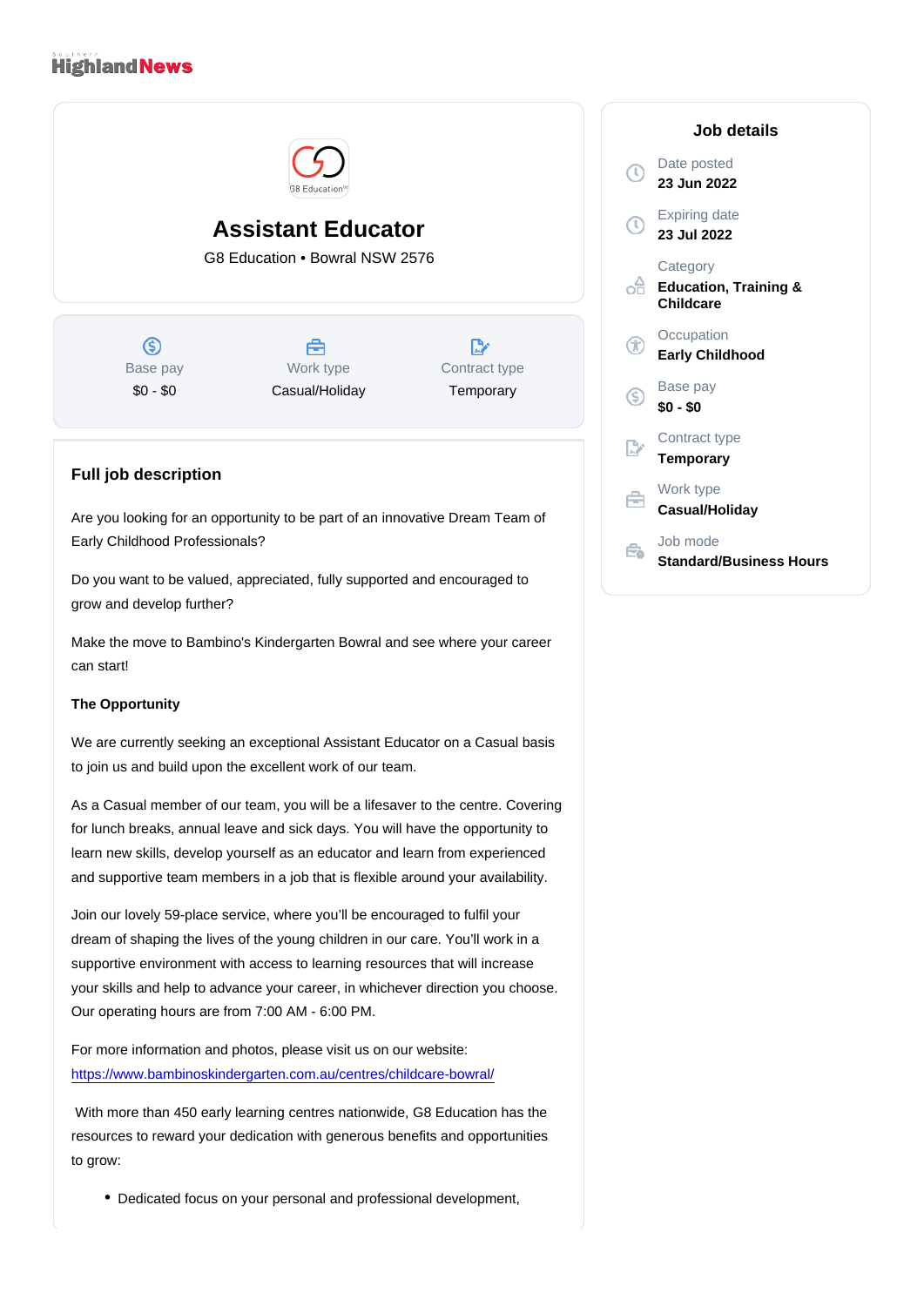Southern HighlandNews

# Assistant Educator

G8 Education • Bowral NSW 2576

| Base pay | Work type | Contract type |
| --- | --- | --- |
| $0 - $0 | Casual/Holiday | Temporary |

## Full job description

Are you looking for an opportunity to be part of an innovative Dream Team of Early Childhood Professionals?

Do you want to be valued, appreciated, fully supported and encouraged to grow and develop further?

Make the move to Bambino's Kindergarten Bowral and see where your career can start!

**The Opportunity**

We are currently seeking an exceptional Assistant Educator on a Casual basis to join us and build upon the excellent work of our team.

As a Casual member of our team, you will be a lifesaver to the centre. Covering for lunch breaks, annual leave and sick days. You will have the opportunity to learn new skills, develop yourself as an educator and learn from experienced and supportive team members in a job that is flexible around your availability.

Join our lovely 59-place service, where you'll be encouraged to fulfil your dream of shaping the lives of the young children in our care. You'll work in a supportive environment with access to learning resources that will increase your skills and help to advance your career, in whichever direction you choose. Our operating hours are from 7:00 AM - 6:00 PM.

For more information and photos, please visit us on our website: https://www.bambinoskindergarten.com.au/centres/childcare-bowral/

With more than 450 early learning centres nationwide, G8 Education has the resources to reward your dedication with generous benefits and opportunities to grow:

- Dedicated focus on your personal and professional development,

## Job details

Date posted
**23 Jun 2022**

Expiring date
**23 Jul 2022**

Category
**Education, Training & Childcare**

Occupation
**Early Childhood**

Base pay
**$0 - $0**

Contract type
**Temporary**

Work type
**Casual/Holiday**

Job mode
**Standard/Business Hours**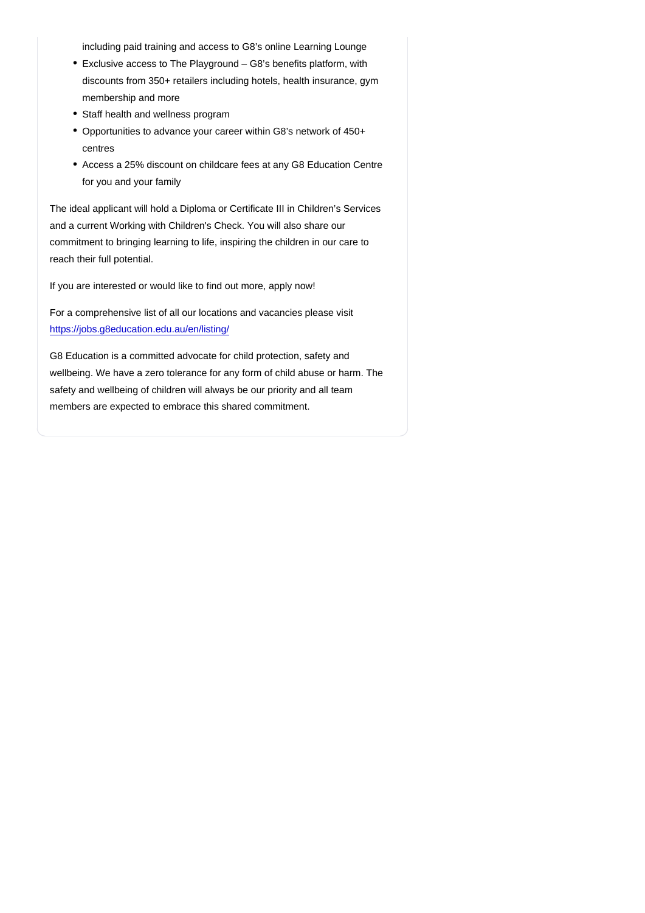including paid training and access to G8's online Learning Lounge

- Exclusive access to The Playground – G8's benefits platform, with discounts from 350+ retailers including hotels, health insurance, gym membership and more
- Staff health and wellness program
- Opportunities to advance your career within G8's network of 450+ centres
- Access a 25% discount on childcare fees at any G8 Education Centre for you and your family

The ideal applicant will hold a Diploma or Certificate III in Children's Services and a current Working with Children's Check. You will also share our commitment to bringing learning to life, inspiring the children in our care to reach their full potential.

If you are interested or would like to find out more, apply now!

For a comprehensive list of all our locations and vacancies please visit [https://jobs.g8education.edu.au/en/listing/](https://jobs.g8education.edu.au/en/listing/)

G8 Education is a committed advocate for child protection, safety and wellbeing. We have a zero tolerance for any form of child abuse or harm. The safety and wellbeing of children will always be our priority and all team members are expected to embrace this shared commitment.